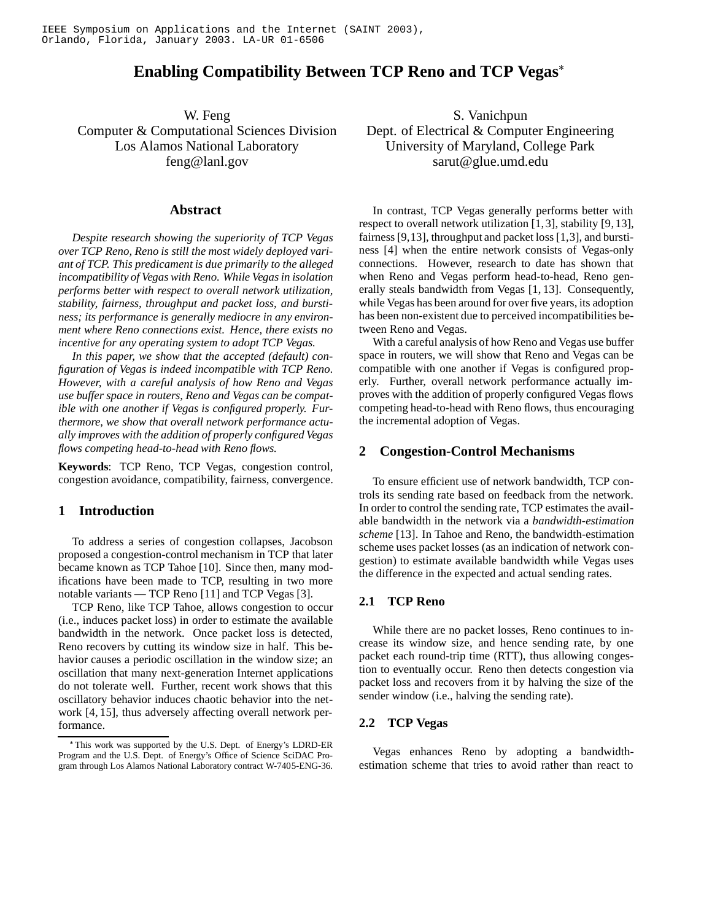IEEE Symposium on Applications and the Internet (SAINT 2003), Orlando, Florida, January 2003. LA-UR 01-6506

# Enabling Compatibility Between TCP Reno and TCP Vegas[*]

W. Feng
Computer & Computational Sciences Division
Los Alamos National Laboratory
feng@lanl.gov

S. Vanichpun
Dept. of Electrical & Computer Engineering
University of Maryland, College Park
sarut@glue.umd.edu

## Abstract

*Despite research showing the superiority of TCP Vegas over TCP Reno, Reno is still the most widely deployed variant of TCP. This predicament is due primarily to the alleged incompatibility of Vegas with Reno. While Vegas in isolation performs better with respect to overall network utilization, stability, fairness, throughput and packet loss, and burstiness; its performance is generally mediocre in any environment where Reno connections exist. Hence, there exists no incentive for any operating system to adopt TCP Vegas.*

*In this paper, we show that the accepted (default) configuration of Vegas is indeed incompatible with TCP Reno. However, with a careful analysis of how Reno and Vegas use buffer space in routers, Reno and Vegas can be compatible with one another if Vegas is configured properly. Furthermore, we show that overall network performance actually improves with the addition of properly configured Vegas flows competing head-to-head with Reno flows.*

**Keywords**: TCP Reno, TCP Vegas, congestion control, congestion avoidance, compatibility, fairness, convergence.

## 1 Introduction

To address a series of congestion collapses, Jacobson proposed a congestion-control mechanism in TCP that later became known as TCP Tahoe [10]. Since then, many modifications have been made to TCP, resulting in two more notable variants — TCP Reno [11] and TCP Vegas [3].

TCP Reno, like TCP Tahoe, allows congestion to occur (i.e., induces packet loss) in order to estimate the available bandwidth in the network. Once packet loss is detected, Reno recovers by cutting its window size in half. This behavior causes a periodic oscillation in the window size; an oscillation that many next-generation Internet applications do not tolerate well. Further, recent work shows that this oscillatory behavior induces chaotic behavior into the network [4, 15], thus adversely affecting overall network performance.

In contrast, TCP Vegas generally performs better with respect to overall network utilization [1, 3], stability [9, 13], fairness [9, 13], throughput and packet loss [1, 3], and burstiness [4] when the entire network consists of Vegas-only connections. However, research to date has shown that when Reno and Vegas perform head-to-head, Reno generally steals bandwidth from Vegas [1, 13]. Consequently, while Vegas has been around for over five years, its adoption has been non-existent due to perceived incompatibilities between Reno and Vegas.

With a careful analysis of how Reno and Vegas use buffer space in routers, we will show that Reno and Vegas can be compatible with one another if Vegas is configured properly. Further, overall network performance actually improves with the addition of properly configured Vegas flows competing head-to-head with Reno flows, thus encouraging the incremental adoption of Vegas.

## 2 Congestion-Control Mechanisms

To ensure efficient use of network bandwidth, TCP controls its sending rate based on feedback from the network. In order to control the sending rate, TCP estimates the available bandwidth in the network via a *bandwidth-estimation scheme* [13]. In Tahoe and Reno, the bandwidth-estimation scheme uses packet losses (as an indication of network congestion) to estimate available bandwidth while Vegas uses the difference in the expected and actual sending rates.

### 2.1 TCP Reno

While there are no packet losses, Reno continues to increase its window size, and hence sending rate, by one packet each round-trip time (RTT), thus allowing congestion to eventually occur. Reno then detects congestion via packet loss and recovers from it by halving the size of the sender window (i.e., halving the sending rate).

### 2.2 TCP Vegas

Vegas enhances Reno by adopting a bandwidth-estimation scheme that tries to avoid rather than react to

[*] This work was supported by the U.S. Dept. of Energy's LDRD-ER Program and the U.S. Dept. of Energy's Office of Science SciDAC Program through Los Alamos National Laboratory contract W-7405-ENG-36.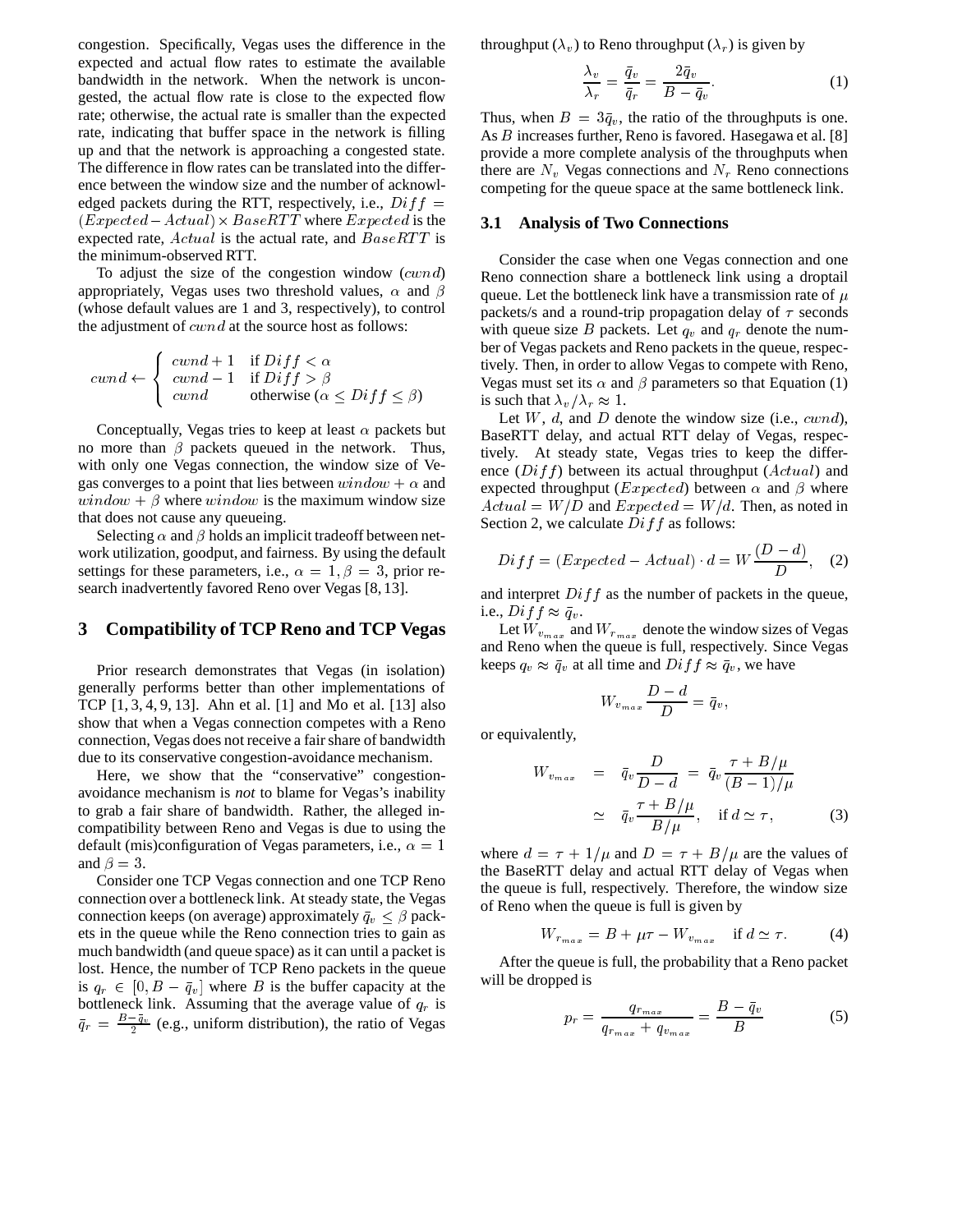congestion. Specifically, Vegas uses the difference in the expected and actual flow rates to estimate the available bandwidth in the network. When the network is uncongested, the actual flow rate is close to the expected flow rate; otherwise, the actual rate is smaller than the expected rate, indicating that buffer space in the network is filling up and that the network is approaching a congested state. The difference in flow rates can be translated into the difference between the window size and the number of acknowledged packets during the RTT, respectively, i.e., $Diff = (Expected - Actual) \times BaseRTT$ where $Expected$ is the expected rate, $Actual$ is the actual rate, and $BaseRTT$ is the minimum-observed RTT.

To adjust the size of the congestion window ($cwnd$) appropriately, Vegas uses two threshold values, $\alpha$ and $\beta$ (whose default values are 1 and 3, respectively), to control the adjustment of $cwnd$ at the source host as follows:

$$cwnd \leftarrow \begin{cases} cwnd + 1 & \text{if } Diff < \alpha \\ cwnd - 1 & \text{if } Diff > \beta \\ cwnd & \text{otherwise } (\alpha \leq Diff \leq \beta) \end{cases}$$

Conceptually, Vegas tries to keep at least $\alpha$ packets but no more than $\beta$ packets queued in the network. Thus, with only one Vegas connection, the window size of Vegas converges to a point that lies between $window + \alpha$ and $window + \beta$ where $window$ is the maximum window size that does not cause any queueing.

Selecting $\alpha$ and $\beta$ holds an implicit tradeoff between network utilization, goodput, and fairness. By using the default settings for these parameters, i.e., $\alpha = 1, \beta = 3$, prior research inadvertently favored Reno over Vegas [8, 13].

## 3 Compatibility of TCP Reno and TCP Vegas

Prior research demonstrates that Vegas (in isolation) generally performs better than other implementations of TCP [1, 3, 4, 9, 13]. Ahn et al. [1] and Mo et al. [13] also show that when a Vegas connection competes with a Reno connection, Vegas does not receive a fair share of bandwidth due to its conservative congestion-avoidance mechanism.

Here, we show that the "conservative" congestion-avoidance mechanism is *not* to blame for Vegas's inability to grab a fair share of bandwidth. Rather, the alleged incompatibility between Reno and Vegas is due to using the default (mis)configuration of Vegas parameters, i.e., $\alpha = 1$ and $\beta = 3$.

Consider one TCP Vegas connection and one TCP Reno connection over a bottleneck link. At steady state, the Vegas connection keeps (on average) approximately $\bar{q}_v \leq \beta$ packets in the queue while the Reno connection tries to gain as much bandwidth (and queue space) as it can until a packet is lost. Hence, the number of TCP Reno packets in the queue is $q_r \in [0, B - \bar{q}_v]$ where $B$ is the buffer capacity at the bottleneck link. Assuming that the average value of $q_r$ is $\bar{q}_r = \frac{B - \bar{q}_v}{2}$ (e.g., uniform distribution), the ratio of Vegas throughput ($\lambda_v$) to Reno throughput ($\lambda_r$) is given by

$$\frac{\lambda_v}{\lambda_r} = \frac{\bar{q}_v}{\bar{q}_r} = \frac{2\bar{q}_v}{B - \bar{q}_v}. \quad (1)$$

Thus, when $B = 3\bar{q}_v$, the ratio of the throughputs is one. As $B$ increases further, Reno is favored. Hasegawa et al. [8] provide a more complete analysis of the throughputs when there are $N_v$ Vegas connections and $N_r$ Reno connections competing for the queue space at the same bottleneck link.

### 3.1 Analysis of Two Connections

Consider the case when one Vegas connection and one Reno connection share a bottleneck link using a droptail queue. Let the bottleneck link have a transmission rate of $\mu$ packets/s and a round-trip propagation delay of $\tau$ seconds with queue size $B$ packets. Let $q_v$ and $q_r$ denote the number of Vegas packets and Reno packets in the queue, respectively. Then, in order to allow Vegas to compete with Reno, Vegas must set its $\alpha$ and $\beta$ parameters so that Equation (1) is such that $\lambda_v / \lambda_r \approx 1$.

Let $W$, $d$, and $D$ denote the window size (i.e., $cwnd$), BaseRTT delay, and actual RTT delay of Vegas, respectively. At steady state, Vegas tries to keep the difference ($Diff$) between its actual throughput ($Actual$) and expected throughput ($Expected$) between $\alpha$ and $\beta$ where $Actual = W/D$ and $Expected = W/d$. Then, as noted in Section 2, we calculate $Diff$ as follows:

$$Diff = (Expected - Actual) \cdot d = W\frac{(D - d)}{D}, \quad (2)$$

and interpret $Diff$ as the number of packets in the queue, i.e., $Diff \approx \bar{q}_v$.

Let $W_{v_{max}}$ and $W_{r_{max}}$ denote the window sizes of Vegas and Reno when the queue is full, respectively. Since Vegas keeps $q_v \approx \bar{q}_v$ at all time and $Diff \approx \bar{q}_v$, we have

$$W_{v_{max}} \frac{D - d}{D} = \bar{q}_v,$$

or equivalently,

$$\begin{aligned} W_{v_{max}} &= \bar{q}_v \frac{D}{D - d} = \bar{q}_v \frac{\tau + B/\mu}{(B - 1)/\mu} \\ &\simeq \bar{q}_v \frac{\tau + B/\mu}{B/\mu}, \quad \text{if } d \simeq \tau, \end{aligned} \quad (3)$$

where $d = \tau + 1/\mu$ and $D = \tau + B/\mu$ are the values of the BaseRTT delay and actual RTT delay of Vegas when the queue is full, respectively. Therefore, the window size of Reno when the queue is full is given by

$$W_{r_{max}} = B + \mu\tau - W_{v_{max}} \quad \text{if } d \simeq \tau. \quad (4)$$

After the queue is full, the probability that a Reno packet will be dropped is

$$p_r = \frac{q_{r_{max}}}{q_{r_{max}} + q_{v_{max}}} = \frac{B - \bar{q}_v}{B} \quad (5)$$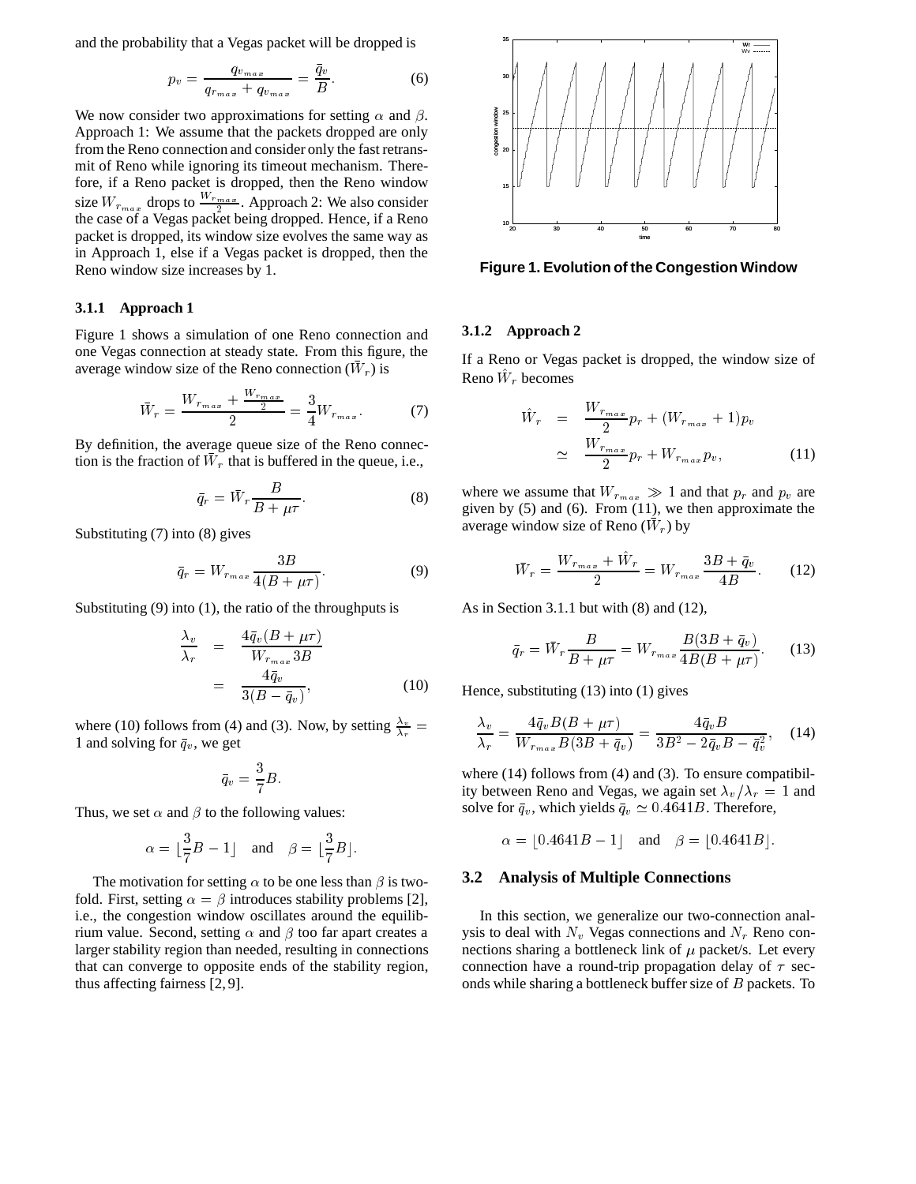and the probability that a Vegas packet will be dropped is

$$p_v = \frac{q_{v_{max}}}{q_{r_{max}} + q_{v_{max}}} = \frac{\bar{q}_v}{B}. \qquad (6)$$

We now consider two approximations for setting $\alpha$ and $\beta$. Approach 1: We assume that the packets dropped are only from the Reno connection and consider only the fast retransmit of Reno while ignoring its timeout mechanism. Therefore, if a Reno packet is dropped, then the Reno window size $W_{r_{max}}$ drops to $\frac{W_{r_{max}}}{2}$. Approach 2: We also consider the case of a Vegas packet being dropped. Hence, if a Reno packet is dropped, its window size evolves the same way as in Approach 1, else if a Vegas packet is dropped, then the Reno window size increases by 1.

#### 3.1.1 Approach 1

Figure 1 shows a simulation of one Reno connection and one Vegas connection at steady state. From this figure, the average window size of the Reno connection ($\bar{W}_r$) is

$$\bar{W}_r = \frac{W_{r_{max}} + \frac{W_{r_{max}}}{2}}{2} = \frac{3}{4} W_{r_{max}}. \qquad (7)$$

By definition, the average queue size of the Reno connection is the fraction of $\bar{W}_r$ that is buffered in the queue, i.e.,

$$\bar{q}_r = \bar{W}_r \frac{B}{B + \mu\tau}. \qquad (8)$$

Substituting (7) into (8) gives

$$\bar{q}_r = W_{r_{max}} \frac{3B}{4(B + \mu\tau)}. \qquad (9)$$

Substituting (9) into (1), the ratio of the throughputs is

$$\begin{aligned} \frac{\lambda_v}{\lambda_r} &= \frac{4\bar{q}_v(B + \mu\tau)}{W_{r_{max}} 3B} \\ &= \frac{4\bar{q}_v}{3(B - \bar{q}_v)}, \end{aligned} \qquad (10)$$

where (10) follows from (4) and (3). Now, by setting $\frac{\lambda_v}{\lambda_r} = 1$ and solving for $\bar{q}_v$, we get

$$\bar{q}_v = \frac{3}{7} B.$$

Thus, we set $\alpha$ and $\beta$ to the following values:

$$\alpha = \lfloor \frac{3}{7} B - 1 \rfloor \quad \text{and} \quad \beta = \lfloor \frac{3}{7} B \rfloor.$$

The motivation for setting $\alpha$ to be one less than $\beta$ is twofold. First, setting $\alpha = \beta$ introduces stability problems [2], i.e., the congestion window oscillates around the equilibrium value. Second, setting $\alpha$ and $\beta$ too far apart creates a larger stability region than needed, resulting in connections that can converge to opposite ends of the stability region, thus affecting fairness [2, 9].

**Figure 1. Evolution of the Congestion Window**

#### 3.1.2 Approach 2

If a Reno or Vegas packet is dropped, the window size of Reno $\hat{W}_r$ becomes

$$\begin{aligned} \hat{W}_r &= \frac{W_{r_{max}}}{2} p_r + (W_{r_{max}} + 1) p_v \\ &\simeq \frac{W_{r_{max}}}{2} p_r + W_{r_{max}} p_v, \end{aligned} \qquad (11)$$

where we assume that $W_{r_{max}} \gg 1$ and that $p_r$ and $p_v$ are given by (5) and (6). From (11), we then approximate the average window size of Reno ($\bar{W}_r$) by

$$\bar{W}_r = \frac{W_{r_{max}} + \hat{W}_r}{2} = W_{r_{max}} \frac{3B + \bar{q}_v}{4B}. \qquad (12)$$

As in Section 3.1.1 but with (8) and (12),

$$\bar{q}_r = \bar{W}_r \frac{B}{B + \mu\tau} = W_{r_{max}} \frac{B(3B + \bar{q}_v)}{4B(B + \mu\tau)}. \qquad (13)$$

Hence, substituting (13) into (1) gives

$$\frac{\lambda_v}{\lambda_r} = \frac{4\bar{q}_v B(B + \mu\tau)}{W_{r_{max}} B(3B + \bar{q}_v)} = \frac{4\bar{q}_v B}{3B^2 - 2\bar{q}_v B - \bar{q}_v^2}, \qquad (14)$$

where (14) follows from (4) and (3). To ensure compatibility between Reno and Vegas, we again set $\lambda_v/\lambda_r = 1$ and solve for $\bar{q}_v$, which yields $\bar{q}_v \simeq 0.4641B$. Therefore,

$$\alpha = \lfloor 0.4641B - 1 \rfloor \quad \text{and} \quad \beta = \lfloor 0.4641B \rfloor.$$

### 3.2 Analysis of Multiple Connections

In this section, we generalize our two-connection analysis to deal with $N_v$ Vegas connections and $N_r$ Reno connections sharing a bottleneck link of $\mu$ packet/s. Let every connection have a round-trip propagation delay of $\tau$ seconds while sharing a bottleneck buffer size of $B$ packets. To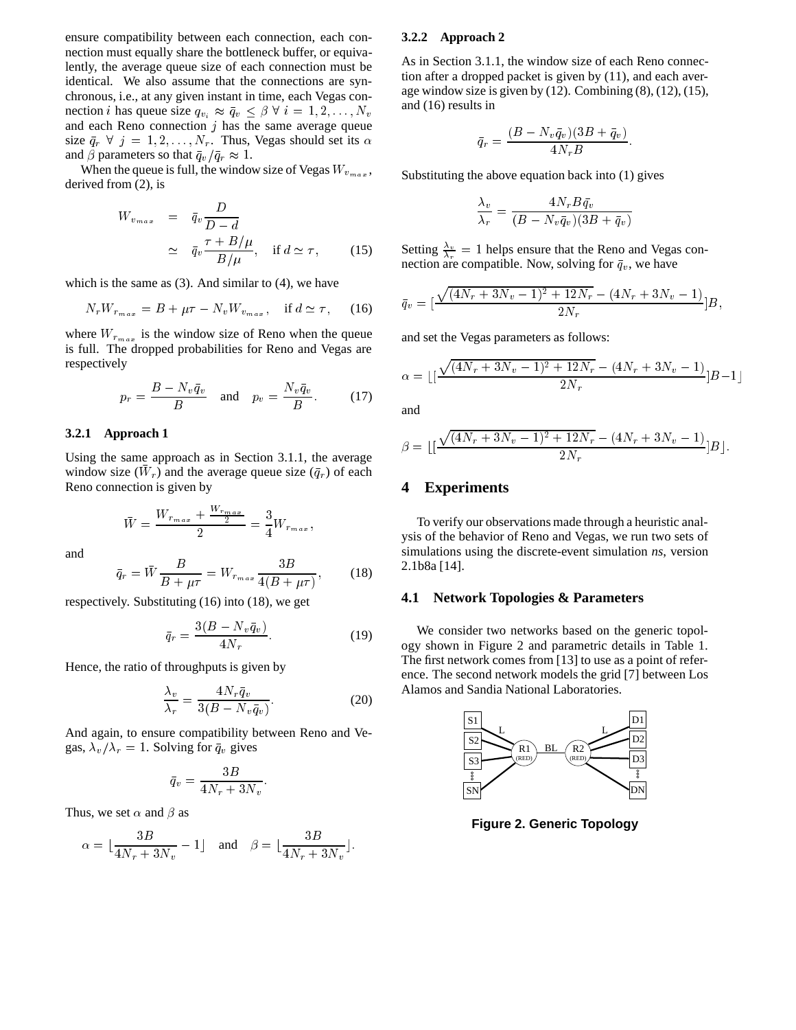ensure compatibility between each connection, each connection must equally share the bottleneck buffer, or equivalently, the average queue size of each connection must be identical. We also assume that the connections are synchronous, i.e., at any given instant in time, each Vegas connection $i$ has queue size $q_{v_i} \approx \bar{q}_v \leq \beta \; \forall \; i = 1, 2, \ldots, N_v$ and each Reno connection $j$ has the same average queue size $\bar{q}_r \; \forall \; j = 1, 2, \ldots, N_r$. Thus, Vegas should set its $\alpha$ and $\beta$ parameters so that $\bar{q}_v / \bar{q}_r \approx 1$.

When the queue is full, the window size of Vegas $W_{v_{max}}$, derived from (2), is

$$
\begin{aligned}
W_{v_{max}} &= \bar{q}_v \frac{D}{D-d} \\
&\simeq \bar{q}_v \frac{\tau + B/\mu}{B/\mu}, \quad \text{if } d \simeq \tau, \qquad (15)
\end{aligned}
$$

which is the same as (3). And similar to (4), we have

$$
N_r W_{r_{max}} = B + \mu\tau - N_v W_{v_{max}}, \quad \text{if } d \simeq \tau, \qquad (16)
$$

where $W_{r_{max}}$ is the window size of Reno when the queue is full. The dropped probabilities for Reno and Vegas are respectively

$$
p_r = \frac{B - N_v \bar{q}_v}{B} \quad \text{and} \quad p_v = \frac{N_v \bar{q}_v}{B}. \qquad (17)
$$

#### 3.2.1 Approach 1

Using the same approach as in Section 3.1.1, the average window size ($\bar{W}_r$) and the average queue size ($\bar{q}_r$) of each Reno connection is given by

$$
\bar{W} = \frac{W_{r_{max}} + \frac{W_{r_{max}}}{2}}{2} = \frac{3}{4} W_{r_{max}},
$$

and

$$
\bar{q}_r = \bar{W} \frac{B}{B + \mu\tau} = W_{r_{max}} \frac{3B}{4(B + \mu\tau)}, \qquad (18)
$$

respectively. Substituting (16) into (18), we get

$$
\bar{q}_r = \frac{3(B - N_v \bar{q}_v)}{4N_r}. \qquad (19)
$$

Hence, the ratio of throughputs is given by

$$
\frac{\lambda_v}{\lambda_r} = \frac{4N_r \bar{q}_v}{3(B - N_v \bar{q}_v)}. \qquad (20)
$$

And again, to ensure compatibility between Reno and Vegas, $\lambda_v / \lambda_r = 1$. Solving for $\bar{q}_v$ gives

$$
\bar{q}_v = \frac{3B}{4N_r + 3N_v}.
$$

Thus, we set $\alpha$ and $\beta$ as

$$
\alpha = \lfloor \frac{3B}{4N_r + 3N_v} - 1 \rfloor \quad \text{and} \quad \beta = \lfloor \frac{3B}{4N_r + 3N_v} \rfloor.
$$

#### 3.2.2 Approach 2

As in Section 3.1.1, the window size of each Reno connection after a dropped packet is given by (11), and each average window size is given by (12). Combining (8), (12), (15), and (16) results in

$$
\bar{q}_r = \frac{(B - N_v \bar{q}_v)(3B + \bar{q}_v)}{4N_r B}.
$$

Substituting the above equation back into (1) gives

$$
\frac{\lambda_v}{\lambda_r} = \frac{4N_r B \bar{q}_v}{(B - N_v \bar{q}_v)(3B + \bar{q}_v)}
$$

Setting $\frac{\lambda_v}{\lambda_r} = 1$ helps ensure that the Reno and Vegas connection are compatible. Now, solving for $\bar{q}_v$, we have

$$
\bar{q}_v = [\frac{\sqrt{(4N_r + 3N_v - 1)^2 + 12N_r} - (4N_r + 3N_v - 1)}{2N_r}]B,
$$

and set the Vegas parameters as follows:

$$
\alpha = \lfloor [\frac{\sqrt{(4N_r + 3N_v - 1)^2 + 12N_r} - (4N_r + 3N_v - 1)}{2N_r}]B - 1 \rfloor
$$

and

$$
\beta = \lfloor [\frac{\sqrt{(4N_r + 3N_v - 1)^2 + 12N_r} - (4N_r + 3N_v - 1)}{2N_r}]B \rfloor.
$$

## 4 Experiments

To verify our observations made through a heuristic analysis of the behavior of Reno and Vegas, we run two sets of simulations using the discrete-event simulation *ns*, version 2.1b8a [14].

### 4.1 Network Topologies & Parameters

We consider two networks based on the generic topology shown in Figure 2 and parametric details in Table 1. The first network comes from [13] to use as a point of reference. The second network models the grid [7] between Los Alamos and Sandia National Laboratories.

**Figure 2. Generic Topology**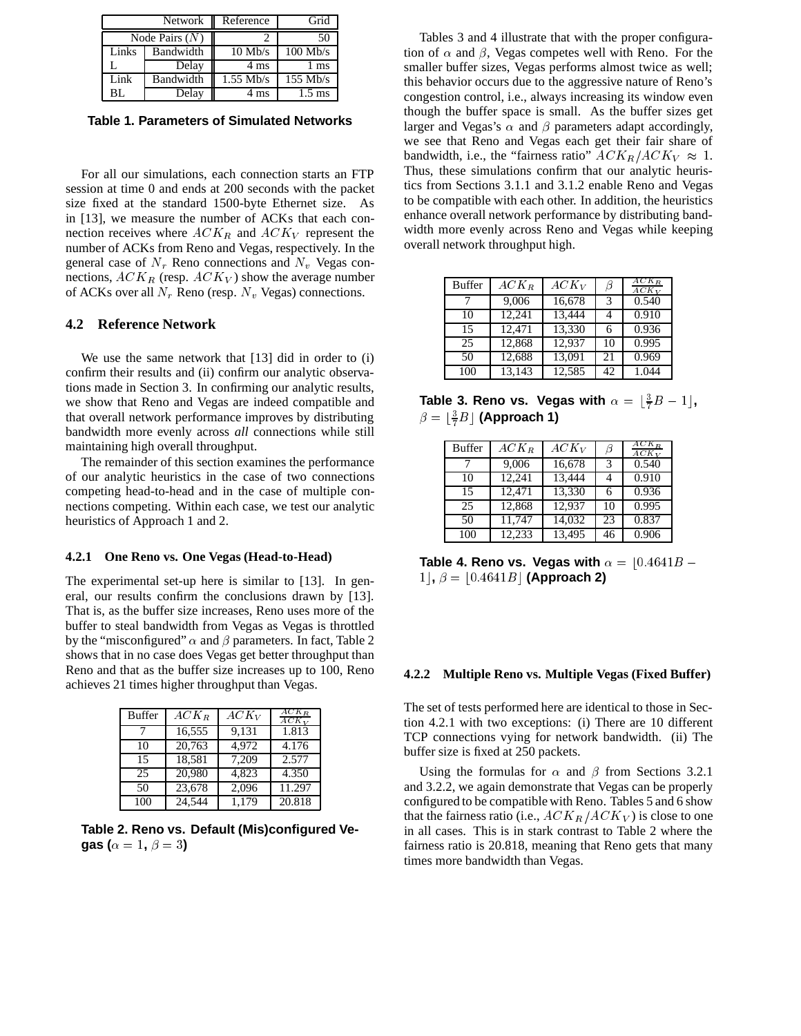| Network | | Reference | Grid |
|---|---|---|---|
| Node Pairs ($N$) | | 2 | 50 |
| Links | Bandwidth | 10 Mb/s | 100 Mb/s |
| L | Delay | 4 ms | 1 ms |
| Link | Bandwidth | 1.55 Mb/s | 155 Mb/s |
| BL | Delay | 4 ms | 1.5 ms |

**Table 1. Parameters of Simulated Networks**

For all our simulations, each connection starts an FTP session at time 0 and ends at 200 seconds with the packet size fixed at the standard 1500-byte Ethernet size. As in [13], we measure the number of ACKs that each connection receives where $ACK_R$ and $ACK_V$ represent the number of ACKs from Reno and Vegas, respectively. In the general case of $N_r$ Reno connections and $N_v$ Vegas connections, $ACK_R$ (resp. $ACK_V$) show the average number of ACKs over all $N_r$ Reno (resp. $N_v$ Vegas) connections.

### 4.2 Reference Network

We use the same network that [13] did in order to (i) confirm their results and (ii) confirm our analytic observations made in Section 3. In confirming our analytic results, we show that Reno and Vegas are indeed compatible and that overall network performance improves by distributing bandwidth more evenly across *all* connections while still maintaining high overall throughput.

The remainder of this section examines the performance of our analytic heuristics in the case of two connections competing head-to-head and in the case of multiple connections competing. Within each case, we test our analytic heuristics of Approach 1 and 2.

#### 4.2.1 One Reno vs. One Vegas (Head-to-Head)

The experimental set-up here is similar to [13]. In general, our results confirm the conclusions drawn by [13]. That is, as the buffer size increases, Reno uses more of the buffer to steal bandwidth from Vegas as Vegas is throttled by the "misconfigured" $\alpha$ and $\beta$ parameters. In fact, Table 2 shows that in no case does Vegas get better throughput than Reno and that as the buffer size increases up to 100, Reno achieves 21 times higher throughput than Vegas.

| Buffer | $ACK_R$ | $ACK_V$ | $\frac{ACK_R}{ACK_V}$ |
|---|---|---|---|
| 7 | 16,555 | 9,131 | 1.813 |
| 10 | 20,763 | 4,972 | 4.176 |
| 15 | 18,581 | 7,209 | 2.577 |
| 25 | 20,980 | 4,823 | 4.350 |
| 50 | 23,678 | 2,096 | 11.297 |
| 100 | 24,544 | 1,179 | 20.818 |

**Table 2. Reno vs. Default (Mis)configured Vegas ($\alpha = 1$, $\beta = 3$)**

Tables 3 and 4 illustrate that with the proper configuration of $\alpha$ and $\beta$, Vegas competes well with Reno. For the smaller buffer sizes, Vegas performs almost twice as well; this behavior occurs due to the aggressive nature of Reno's congestion control, i.e., always increasing its window even though the buffer space is small. As the buffer sizes get larger and Vegas's $\alpha$ and $\beta$ parameters adapt accordingly, we see that Reno and Vegas each get their fair share of bandwidth, i.e., the "fairness ratio" $ACK_R/ACK_V \approx 1$. Thus, these simulations confirm that our analytic heuristics from Sections 3.1.1 and 3.1.2 enable Reno and Vegas to be compatible with each other. In addition, the heuristics enhance overall network performance by distributing bandwidth more evenly across Reno and Vegas while keeping overall network throughput high.

| Buffer | $ACK_R$ | $ACK_V$ | $\beta$ | $\frac{ACK_R}{ACK_V}$ |
|---|---|---|---|---|
| 7 | 9,006 | 16,678 | 3 | 0.540 |
| 10 | 12,241 | 13,444 | 4 | 0.910 |
| 15 | 12,471 | 13,330 | 6 | 0.936 |
| 25 | 12,868 | 12,937 | 10 | 0.995 |
| 50 | 12,688 | 13,091 | 21 | 0.969 |
| 100 | 13,143 | 12,585 | 42 | 1.044 |

**Table 3. Reno vs. Vegas with $\alpha = \lfloor \frac{3}{7}B - 1 \rfloor$, $\beta = \lfloor \frac{3}{7}B \rfloor$ (Approach 1)**

| Buffer | $ACK_R$ | $ACK_V$ | $\beta$ | $\frac{ACK_R}{ACK_V}$ |
|---|---|---|---|---|
| 7 | 9,006 | 16,678 | 3 | 0.540 |
| 10 | 12,241 | 13,444 | 4 | 0.910 |
| 15 | 12,471 | 13,330 | 6 | 0.936 |
| 25 | 12,868 | 12,937 | 10 | 0.995 |
| 50 | 11,747 | 14,032 | 23 | 0.837 |
| 100 | 12,233 | 13,495 | 46 | 0.906 |

**Table 4. Reno vs. Vegas with $\alpha = \lfloor 0.4641B - 1 \rfloor$, $\beta = \lfloor 0.4641B \rfloor$ (Approach 2)**

#### 4.2.2 Multiple Reno vs. Multiple Vegas (Fixed Buffer)

The set of tests performed here are identical to those in Section 4.2.1 with two exceptions: (i) There are 10 different TCP connections vying for network bandwidth. (ii) The buffer size is fixed at 250 packets.

Using the formulas for $\alpha$ and $\beta$ from Sections 3.2.1 and 3.2.2, we again demonstrate that Vegas can be properly configured to be compatible with Reno. Tables 5 and 6 show that the fairness ratio (i.e., $ACK_R/ACK_V$) is close to one in all cases. This is in stark contrast to Table 2 where the fairness ratio is 20.818, meaning that Reno gets that many times more bandwidth than Vegas.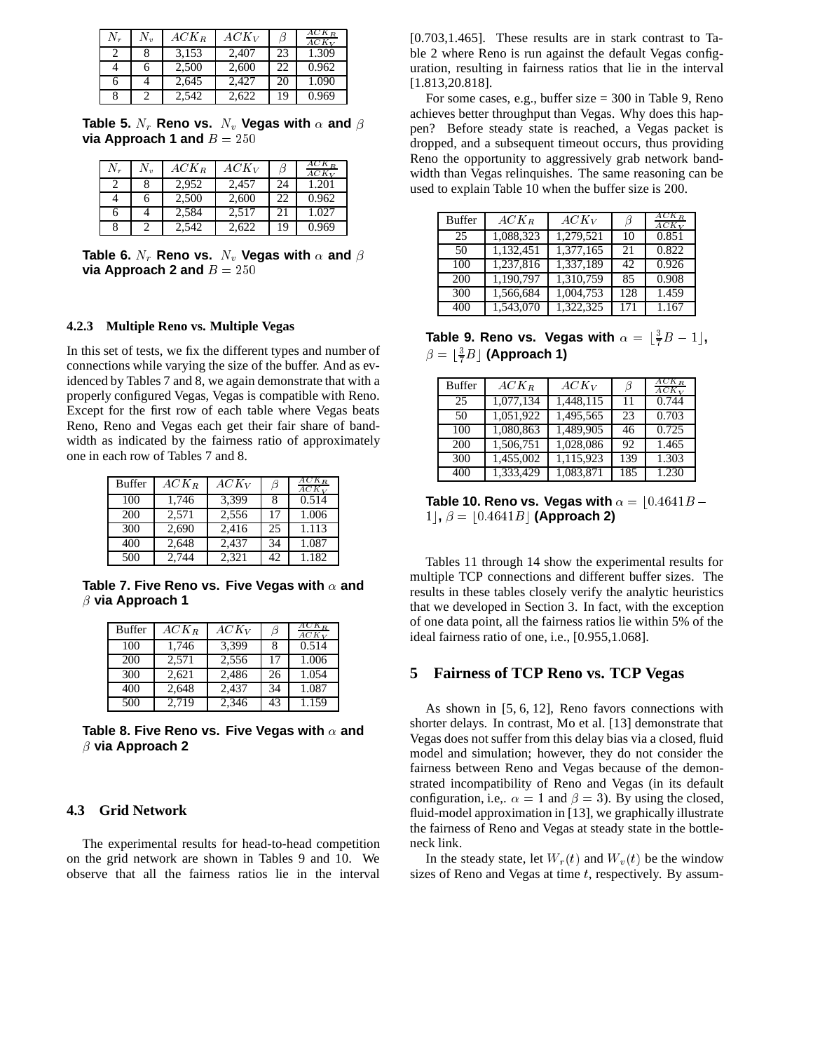| $N_r$ | $N_v$ | $ACK_R$ | $ACK_V$ | $\beta$ | $\frac{ACK_R}{ACK_V}$ |
|---|---|---|---|---|---|
| 2 | 8 | 3,153 | 2,407 | 23 | 1.309 |
| 4 | 6 | 2,500 | 2,600 | 22 | 0.962 |
| 6 | 4 | 2,645 | 2,427 | 20 | 1.090 |
| 8 | 2 | 2,542 | 2,622 | 19 | 0.969 |

**Table 5. $N_r$ Reno vs. $N_v$ Vegas with $\alpha$ and $\beta$ via Approach 1 and $B = 250$**

| $N_r$ | $N_v$ | $ACK_R$ | $ACK_V$ | $\beta$ | $\frac{ACK_R}{ACK_V}$ |
|---|---|---|---|---|---|
| 2 | 8 | 2,952 | 2,457 | 24 | 1.201 |
| 4 | 6 | 2,500 | 2,600 | 22 | 0.962 |
| 6 | 4 | 2,584 | 2,517 | 21 | 1.027 |
| 8 | 2 | 2,542 | 2,622 | 19 | 0.969 |

**Table 6. $N_r$ Reno vs. $N_v$ Vegas with $\alpha$ and $\beta$ via Approach 2 and $B = 250$**

#### 4.2.3 Multiple Reno vs. Multiple Vegas

In this set of tests, we fix the different types and number of connections while varying the size of the buffer. And as evidenced by Tables 7 and 8, we again demonstrate that with a properly configured Vegas, Vegas is compatible with Reno. Except for the first row of each table where Vegas beats Reno, Reno and Vegas each get their fair share of bandwidth as indicated by the fairness ratio of approximately one in each row of Tables 7 and 8.

| Buffer | $ACK_R$ | $ACK_V$ | $\beta$ | $\frac{ACK_R}{ACK_V}$ |
|---|---|---|---|---|
| 100 | 1,746 | 3,399 | 8 | 0.514 |
| 200 | 2,571 | 2,556 | 17 | 1.006 |
| 300 | 2,690 | 2,416 | 25 | 1.113 |
| 400 | 2,648 | 2,437 | 34 | 1.087 |
| 500 | 2,744 | 2,321 | 42 | 1.182 |

**Table 7. Five Reno vs. Five Vegas with $\alpha$ and $\beta$ via Approach 1**

| Buffer | $ACK_R$ | $ACK_V$ | $\beta$ | $\frac{ACK_R}{ACK_V}$ |
|---|---|---|---|---|
| 100 | 1,746 | 3,399 | 8 | 0.514 |
| 200 | 2,571 | 2,556 | 17 | 1.006 |
| 300 | 2,621 | 2,486 | 26 | 1.054 |
| 400 | 2,648 | 2,437 | 34 | 1.087 |
| 500 | 2,719 | 2,346 | 43 | 1.159 |

**Table 8. Five Reno vs. Five Vegas with $\alpha$ and $\beta$ via Approach 2**

### 4.3 Grid Network

The experimental results for head-to-head competition on the grid network are shown in Tables 9 and 10. We observe that all the fairness ratios lie in the interval [0.703,1.465]. These results are in stark contrast to Table 2 where Reno is run against the default Vegas configuration, resulting in fairness ratios that lie in the interval [1.813,20.818].

For some cases, e.g., buffer size = 300 in Table 9, Reno achieves better throughput than Vegas. Why does this happen? Before steady state is reached, a Vegas packet is dropped, and a subsequent timeout occurs, thus providing Reno the opportunity to aggressively grab network bandwidth than Vegas relinquishes. The same reasoning can be used to explain Table 10 when the buffer size is 200.

| Buffer | $ACK_R$ | $ACK_V$ | $\beta$ | $\frac{ACK_R}{ACK_V}$ |
|---|---|---|---|---|
| 25 | 1,088,323 | 1,279,521 | 10 | 0.851 |
| 50 | 1,132,451 | 1,377,165 | 21 | 0.822 |
| 100 | 1,237,816 | 1,337,189 | 42 | 0.926 |
| 200 | 1,190,797 | 1,310,759 | 85 | 0.908 |
| 300 | 1,566,684 | 1,004,753 | 128 | 1.459 |
| 400 | 1,543,070 | 1,322,325 | 171 | 1.167 |

**Table 9. Reno vs. Vegas with $\alpha = \lfloor \frac{3}{7}B - 1 \rfloor$, $\beta = \lfloor \frac{3}{7}B \rfloor$ (Approach 1)**

| Buffer | $ACK_R$ | $ACK_V$ | $\beta$ | $\frac{ACK_R}{ACK_V}$ |
|---|---|---|---|---|
| 25 | 1,077,134 | 1,448,115 | 11 | 0.744 |
| 50 | 1,051,922 | 1,495,565 | 23 | 0.703 |
| 100 | 1,080,863 | 1,489,905 | 46 | 0.725 |
| 200 | 1,506,751 | 1,028,086 | 92 | 1.465 |
| 300 | 1,455,002 | 1,115,923 | 139 | 1.303 |
| 400 | 1,333,429 | 1,083,871 | 185 | 1.230 |

**Table 10. Reno vs. Vegas with $\alpha = \lfloor 0.4641B - 1 \rfloor$, $\beta = \lfloor 0.4641B \rfloor$ (Approach 2)**

Tables 11 through 14 show the experimental results for multiple TCP connections and different buffer sizes. The results in these tables closely verify the analytic heuristics that we developed in Section 3. In fact, with the exception of one data point, all the fairness ratios lie within 5% of the ideal fairness ratio of one, i.e., [0.955,1.068].

## 5 Fairness of TCP Reno vs. TCP Vegas

As shown in [5, 6, 12], Reno favors connections with shorter delays. In contrast, Mo et al. [13] demonstrate that Vegas does not suffer from this delay bias via a closed, fluid model and simulation; however, they do not consider the fairness between Reno and Vegas because of the demonstrated incompatibility of Reno and Vegas (in its default configuration, i.e,. $\alpha = 1$ and $\beta = 3$). By using the closed, fluid-model approximation in [13], we graphically illustrate the fairness of Reno and Vegas at steady state in the bottleneck link.

In the steady state, let $W_r(t)$ and $W_v(t)$ be the window sizes of Reno and Vegas at time $t$, respectively. By assum-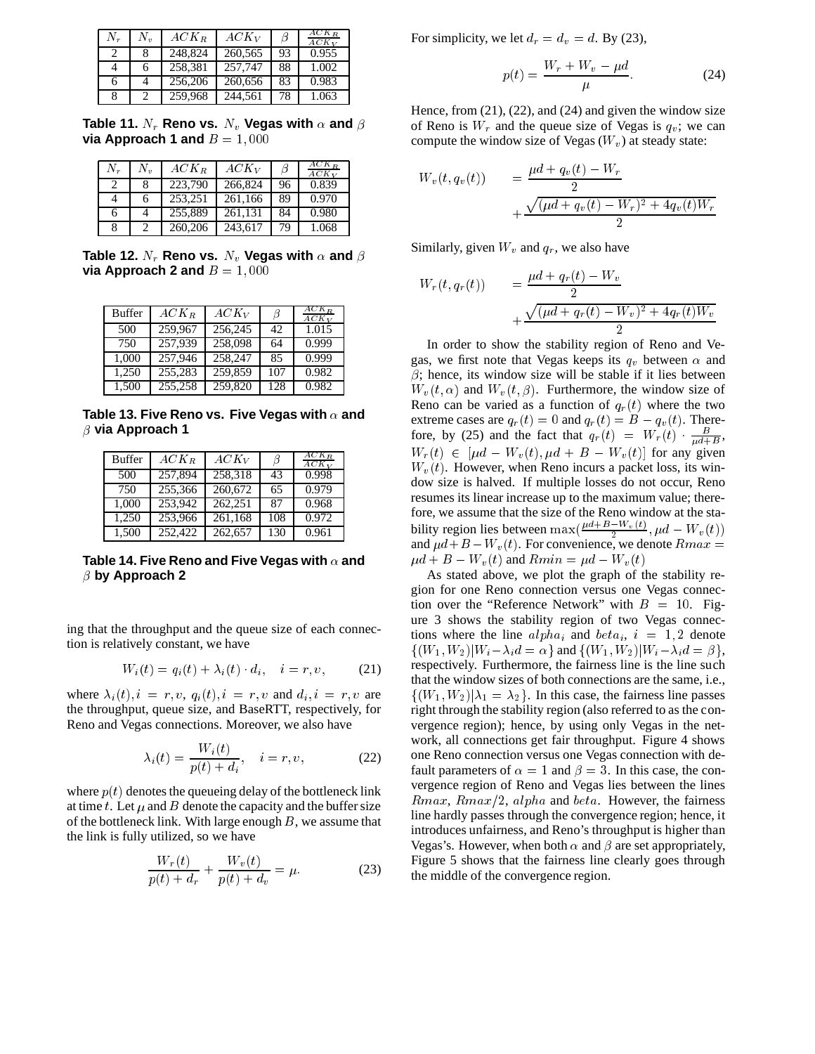| $N_r$ | $N_v$ | $ACK_R$ | $ACK_V$ | $\beta$ | $\frac{ACK_R}{ACK_V}$ |
|---|---|---|---|---|---|
| 2 | 8 | 248,824 | 260,565 | 93 | 0.955 |
| 4 | 6 | 258,381 | 257,747 | 88 | 1.002 |
| 6 | 4 | 256,206 | 260,656 | 83 | 0.983 |
| 8 | 2 | 259,968 | 244,561 | 78 | 1.063 |

**Table 11.** $N_r$ **Reno vs.** $N_v$ **Vegas with** $\alpha$ **and** $\beta$ **via Approach 1 and** $B = 1,000$

| $N_r$ | $N_v$ | $ACK_R$ | $ACK_V$ | $\beta$ | $\frac{ACK_R}{ACK_V}$ |
|---|---|---|---|---|---|
| 2 | 8 | 223,790 | 266,824 | 96 | 0.839 |
| 4 | 6 | 253,251 | 261,166 | 89 | 0.970 |
| 6 | 4 | 255,889 | 261,131 | 84 | 0.980 |
| 8 | 2 | 260,206 | 243,617 | 79 | 1.068 |

**Table 12.** $N_r$ **Reno vs.** $N_v$ **Vegas with** $\alpha$ **and** $\beta$ **via Approach 2 and** $B = 1,000$

| Buffer | $ACK_R$ | $ACK_V$ | $\beta$ | $\frac{ACK_R}{ACK_V}$ |
|---|---|---|---|---|
| 500 | 259,967 | 256,245 | 42 | 1.015 |
| 750 | 257,939 | 258,098 | 64 | 0.999 |
| 1,000 | 257,946 | 258,247 | 85 | 0.999 |
| 1,250 | 255,283 | 259,859 | 107 | 0.982 |
| 1,500 | 255,258 | 259,820 | 128 | 0.982 |

**Table 13. Five Reno vs. Five Vegas with** $\alpha$ **and** $\beta$ **via Approach 1**

| Buffer | $ACK_R$ | $ACK_V$ | $\beta$ | $\frac{ACK_R}{ACK_V}$ |
|---|---|---|---|---|
| 500 | 257,894 | 258,318 | 43 | 0.998 |
| 750 | 255,366 | 260,672 | 65 | 0.979 |
| 1,000 | 253,942 | 262,251 | 87 | 0.968 |
| 1,250 | 253,966 | 261,168 | 108 | 0.972 |
| 1,500 | 252,422 | 262,657 | 130 | 0.961 |

**Table 14. Five Reno and Five Vegas with** $\alpha$ **and** $\beta$ **by Approach 2**

ing that the throughput and the queue size of each connection is relatively constant, we have

$$W_i(t) = q_i(t) + \lambda_i(t) \cdot d_i, \quad i = r, v, \qquad (21)$$

where $\lambda_i(t), i = r, v$, $q_i(t), i = r, v$ and $d_i, i = r, v$ are the throughput, queue size, and BaseRTT, respectively, for Reno and Vegas connections. Moreover, we also have

$$\lambda_i(t) = \frac{W_i(t)}{p(t) + d_i}, \quad i = r, v, \qquad (22)$$

where $p(t)$ denotes the queueing delay of the bottleneck link at time $t$. Let $\mu$ and $B$ denote the capacity and the buffer size of the bottleneck link. With large enough $B$, we assume that the link is fully utilized, so we have

$$\frac{W_r(t)}{p(t) + d_r} + \frac{W_v(t)}{p(t) + d_v} = \mu. \qquad (23)$$

For simplicity, we let $d_r = d_v = d$. By (23),

$$p(t) = \frac{W_r + W_v - \mu d}{\mu}. \qquad (24)$$

Hence, from (21), (22), and (24) and given the window size of Reno is $W_r$ and the queue size of Vegas is $q_v$; we can compute the window size of Vegas ($W_v$) at steady state:

$$W_v(t, q_v(t)) = \frac{\mu d + q_v(t) - W_r}{2} + \frac{\sqrt{(\mu d + q_v(t) - W_r)^2 + 4q_v(t)W_r}}{2}$$

Similarly, given $W_v$ and $q_r$, we also have

$$W_r(t, q_r(t)) = \frac{\mu d + q_r(t) - W_v}{2} + \frac{\sqrt{(\mu d + q_r(t) - W_v)^2 + 4q_r(t)W_v}}{2}$$

In order to show the stability region of Reno and Vegas, we first note that Vegas keeps its $q_v$ between $\alpha$ and $\beta$; hence, its window size will be stable if it lies between $W_v(t, \alpha)$ and $W_v(t, \beta)$. Furthermore, the window size of Reno can be varied as a function of $q_r(t)$ where the two extreme cases are $q_r(t) = 0$ and $q_r(t) = B - q_v(t)$. Therefore, by (25) and the fact that $q_r(t) = W_r(t) \cdot \frac{B}{\mu d + B}$, $W_r(t) \in [\mu d - W_v(t), \mu d + B - W_v(t)]$ for any given $W_v(t)$. However, when Reno incurs a packet loss, its window size is halved. If multiple losses do not occur, Reno resumes its linear increase up to the maximum value; therefore, we assume that the size of the Reno window at the stability region lies between $\max(\frac{\mu d + B - W_v(t)}{2}, \mu d - W_v(t))$ and $\mu d + B - W_v(t)$. For convenience, we denote $Rmax = \mu d + B - W_v(t)$ and $Rmin = \mu d - W_v(t)$

As stated above, we plot the graph of the stability region for one Reno connection versus one Vegas connection over the "Reference Network" with $B = 10$. Figure 3 shows the stability region of two Vegas connections where the line $alpha_i$ and $beta_i$, $i = 1, 2$ denote $\{(W_1, W_2) | W_i - \lambda_i d = \alpha\}$ and $\{(W_1, W_2) | W_i - \lambda_i d = \beta\}$, respectively. Furthermore, the fairness line is the line such that the window sizes of both connections are the same, i.e., $\{(W_1, W_2) | \lambda_1 = \lambda_2\}$. In this case, the fairness line passes right through the stability region (also referred to as the convergence region); hence, by using only Vegas in the network, all connections get fair throughput. Figure 4 shows one Reno connection versus one Vegas connection with default parameters of $\alpha = 1$ and $\beta = 3$. In this case, the convergence region of Reno and Vegas lies between the lines $Rmax$, $Rmax/2$, $alpha$ and $beta$. However, the fairness line hardly passes through the convergence region; hence, it introduces unfairness, and Reno's throughput is higher than Vegas's. However, when both $\alpha$ and $\beta$ are set appropriately, Figure 5 shows that the fairness line clearly goes through the middle of the convergence region.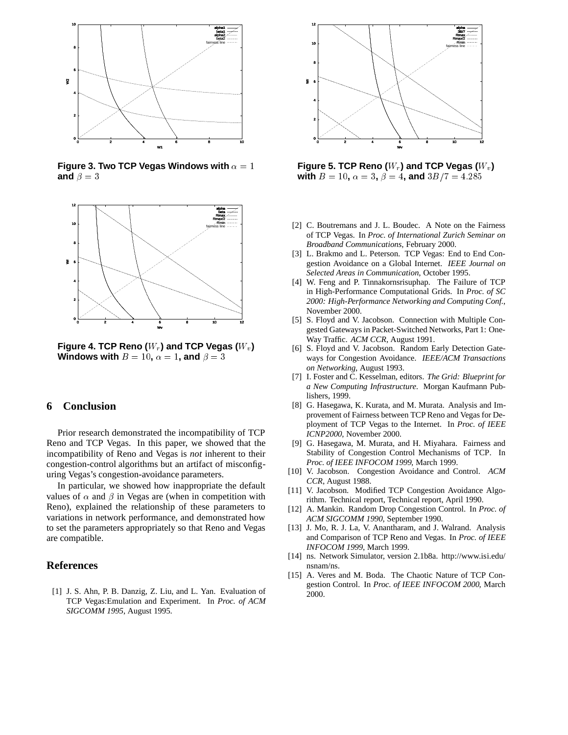10

8

6

W2

4

2

0

0 2 4 6 8 10

W1

alpha1
beta1
alpha2
beta2
fairness line

**Figure 3. Two TCP Vegas Windows with $\alpha = 1$ and $\beta = 3$**

12

10

8

Wr 6

4

2

0

0 2 4 6 8 10 12

Wv

alpha
beta
Rmax
Rmax/2
Rmin
fairness line

**Figure 4. TCP Reno ($W_r$) and TCP Vegas ($W_v$) Windows with $B = 10$, $\alpha = 1$, and $\beta = 3$**

## 6 Conclusion

Prior research demonstrated the incompatibility of TCP Reno and TCP Vegas. In this paper, we showed that the incompatibility of Reno and Vegas is *not* inherent to their congestion-control algorithms but an artifact of misconfiguring Vegas's congestion-avoidance parameters.

In particular, we showed how inappropriate the default values of $\alpha$ and $\beta$ in Vegas are (when in competition with Reno), explained the relationship of these parameters to variations in network performance, and demonstrated how to set the parameters appropriately so that Reno and Vegas are compatible.

## References

[1] J. S. Ahn, P. B. Danzig, Z. Liu, and L. Yan. Evaluation of TCP Vegas:Emulation and Experiment. In *Proc. of ACM SIGCOMM 1995*, August 1995.

12

10

8

Wr 6

4

2

0

0 2 4 6 8 10 12

Wv

alpha
3B/7
Rmax
Rmax/2
Rmin
fairness line

**Figure 5. TCP Reno ($W_r$) and TCP Vegas ($W_v$) with $B = 10$, $\alpha = 3$, $\beta = 4$, and $3B/7 = 4.285$**

[2] C. Boutremans and J. L. Boudec. A Note on the Fairness of TCP Vegas. In *Proc. of International Zurich Seminar on Broadband Communications*, February 2000.

[3] L. Brakmo and L. Peterson. TCP Vegas: End to End Congestion Avoidance on a Global Internet. *IEEE Journal on Selected Areas in Communication*, October 1995.

[4] W. Feng and P. Tinnakornsrisuphap. The Failure of TCP in High-Performance Computational Grids. In *Proc. of SC 2000: High-Performance Networking and Computing Conf.*, November 2000.

[5] S. Floyd and V. Jacobson. Connection with Multiple Congested Gateways in Packet-Switched Networks, Part 1: One-Way Traffic. *ACM CCR*, August 1991.

[6] S. Floyd and V. Jacobson. Random Early Detection Gateways for Congestion Avoidance. *IEEE/ACM Transactions on Networking*, August 1993.

[7] I. Foster and C. Kesselman, editors. *The Grid: Blueprint for a New Computing Infrastructure.* Morgan Kaufmann Publishers, 1999.

[8] G. Hasegawa, K. Kurata, and M. Murata. Analysis and Improvement of Fairness between TCP Reno and Vegas for Deployment of TCP Vegas to the Internet. In *Proc. of IEEE ICNP2000*, November 2000.

[9] G. Hasegawa, M. Murata, and H. Miyahara. Fairness and Stability of Congestion Control Mechanisms of TCP. In *Proc. of IEEE INFOCOM 1999*, March 1999.

[10] V. Jacobson. Congestion Avoidance and Control. *ACM CCR*, August 1988.

[11] V. Jacobson. Modified TCP Congestion Avoidance Algorithm. Technical report, Technical report, April 1990.

[12] A. Mankin. Random Drop Congestion Control. In *Proc. of ACM SIGCOMM 1990*, September 1990.

[13] J. Mo, R. J. La, V. Anantharam, and J. Walrand. Analysis and Comparison of TCP Reno and Vegas. In *Proc. of IEEE INFOCOM 1999*, March 1999.

[14] ns. Network Simulator, version 2.1b8a. http://www.isi.edu/nsnam/ns.

[15] A. Veres and M. Boda. The Chaotic Nature of TCP Congestion Control. In *Proc. of IEEE INFOCOM 2000*, March 2000.